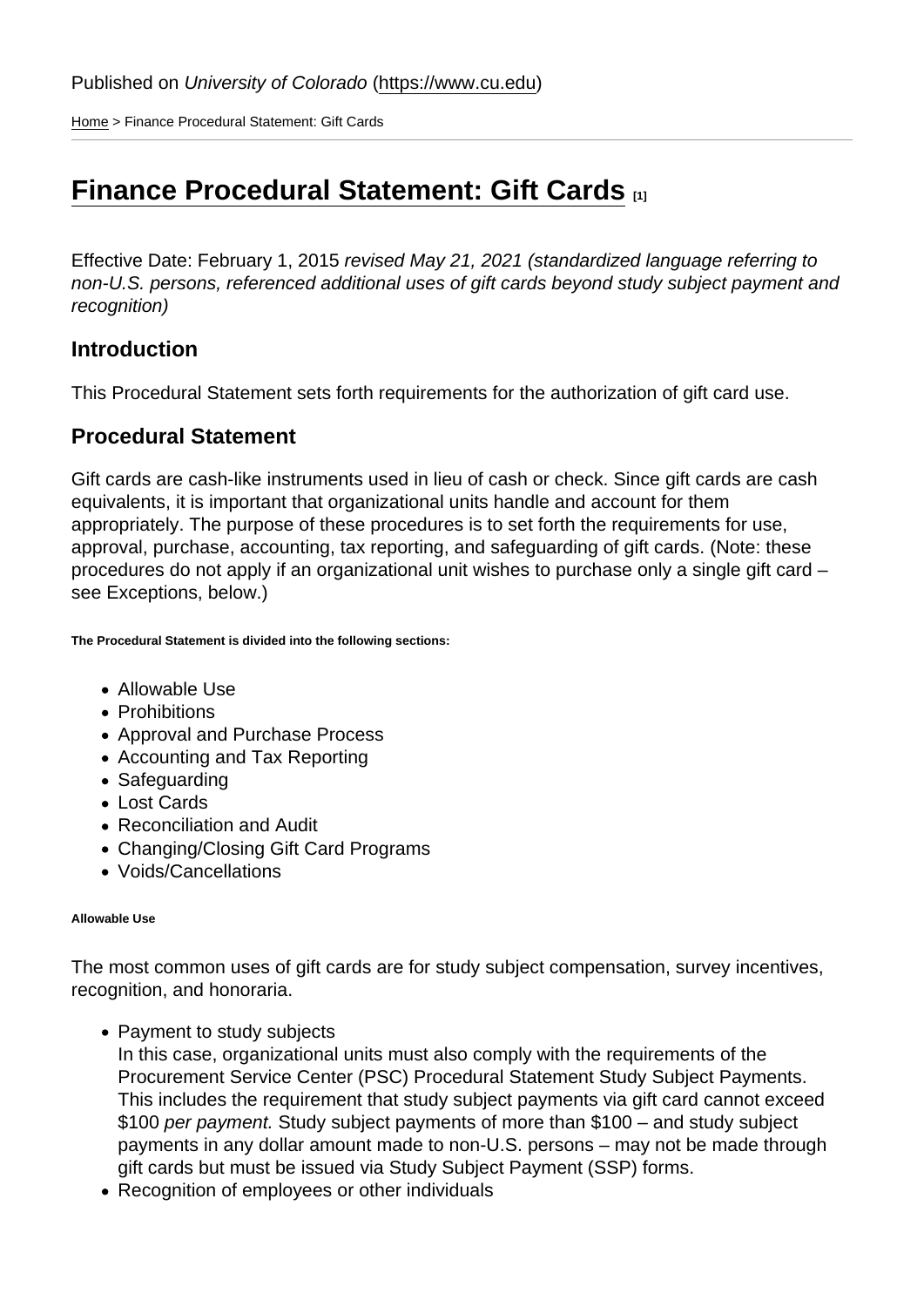Published on *University of Colorado* (https://www.cu.edu)

Home > Finance Procedural Statement: Gift Cards

# Finance Procedural Statement: Gift Cards [1]

Effective Date: February 1, 2015 *revised May 21, 2021 (standardized language referring to non-U.S. persons, referenced additional uses of gift cards beyond study subject payment and recognition)*

## Introduction

This Procedural Statement sets forth requirements for the authorization of gift card use.

## Procedural Statement

Gift cards are cash-like instruments used in lieu of cash or check. Since gift cards are cash equivalents, it is important that organizational units handle and account for them appropriately. The purpose of these procedures is to set forth the requirements for use, approval, purchase, accounting, tax reporting, and safeguarding of gift cards. (Note: these procedures do not apply if an organizational unit wishes to purchase only a single gift card – see Exceptions, below.)

###### The Procedural Statement is divided into the following sections:

- Allowable Use
- Prohibitions
- Approval and Purchase Process
- Accounting and Tax Reporting
- Safeguarding
- Lost Cards
- Reconciliation and Audit
- Changing/Closing Gift Card Programs
- Voids/Cancellations

###### Allowable Use

The most common uses of gift cards are for study subject compensation, survey incentives, recognition, and honoraria.

- Payment to study subjects
  In this case, organizational units must also comply with the requirements of the Procurement Service Center (PSC) Procedural Statement Study Subject Payments. This includes the requirement that study subject payments via gift card cannot exceed $100 *per payment.* Study subject payments of more than $100 – and study subject payments in any dollar amount made to non-U.S. persons – may not be made through gift cards but must be issued via Study Subject Payment (SSP) forms.
- Recognition of employees or other individuals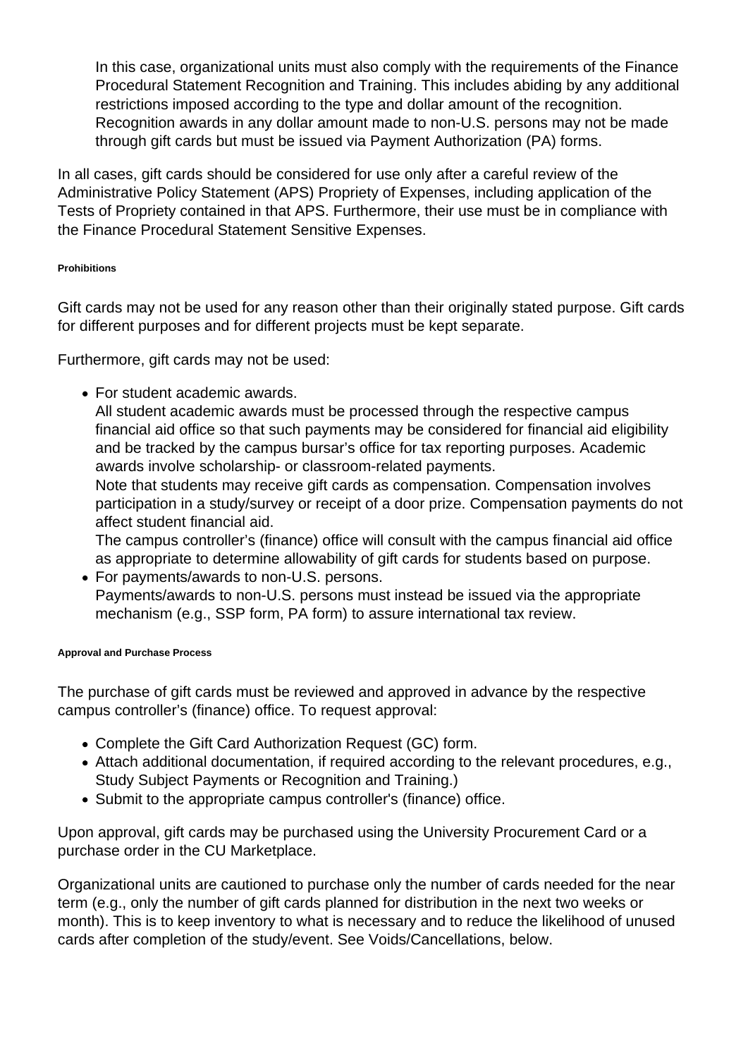In this case, organizational units must also comply with the requirements of the Finance Procedural Statement Recognition and Training. This includes abiding by any additional restrictions imposed according to the type and dollar amount of the recognition. Recognition awards in any dollar amount made to non-U.S. persons may not be made through gift cards but must be issued via Payment Authorization (PA) forms.

In all cases, gift cards should be considered for use only after a careful review of the Administrative Policy Statement (APS) Propriety of Expenses, including application of the Tests of Propriety contained in that APS. Furthermore, their use must be in compliance with the Finance Procedural Statement Sensitive Expenses.

##### Prohibitions

Gift cards may not be used for any reason other than their originally stated purpose. Gift cards for different purposes and for different projects must be kept separate.

Furthermore, gift cards may not be used:

- For student academic awards.
  All student academic awards must be processed through the respective campus financial aid office so that such payments may be considered for financial aid eligibility and be tracked by the campus bursar's office for tax reporting purposes. Academic awards involve scholarship- or classroom-related payments.
  Note that students may receive gift cards as compensation. Compensation involves participation in a study/survey or receipt of a door prize. Compensation payments do not affect student financial aid.
  The campus controller's (finance) office will consult with the campus financial aid office as appropriate to determine allowability of gift cards for students based on purpose.
- For payments/awards to non-U.S. persons.
  Payments/awards to non-U.S. persons must instead be issued via the appropriate mechanism (e.g., SSP form, PA form) to assure international tax review.

##### Approval and Purchase Process

The purchase of gift cards must be reviewed and approved in advance by the respective campus controller's (finance) office. To request approval:

- Complete the Gift Card Authorization Request (GC) form.
- Attach additional documentation, if required according to the relevant procedures, e.g., Study Subject Payments or Recognition and Training.)
- Submit to the appropriate campus controller's (finance) office.

Upon approval, gift cards may be purchased using the University Procurement Card or a purchase order in the CU Marketplace.

Organizational units are cautioned to purchase only the number of cards needed for the near term (e.g., only the number of gift cards planned for distribution in the next two weeks or month). This is to keep inventory to what is necessary and to reduce the likelihood of unused cards after completion of the study/event. See Voids/Cancellations, below.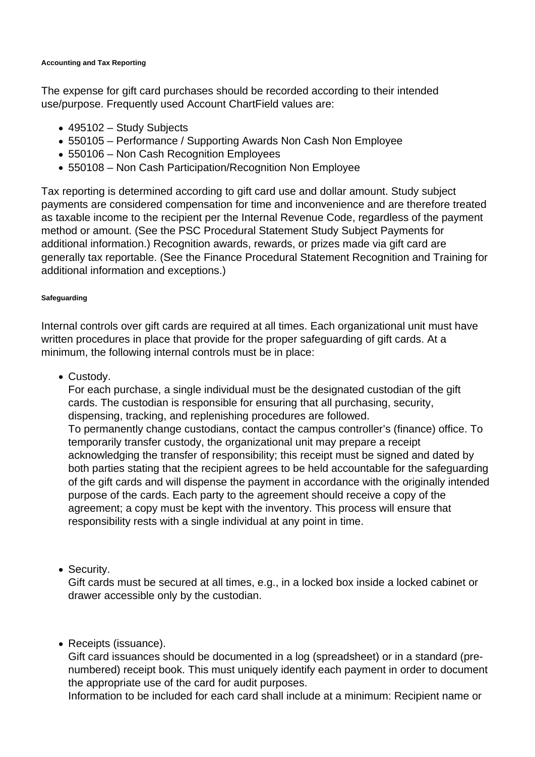#### Accounting and Tax Reporting

The expense for gift card purchases should be recorded according to their intended use/purpose. Frequently used Account ChartField values are:

- 495102 – Study Subjects
- 550105 – Performance / Supporting Awards Non Cash Non Employee
- 550106 – Non Cash Recognition Employees
- 550108 – Non Cash Participation/Recognition Non Employee

Tax reporting is determined according to gift card use and dollar amount. Study subject payments are considered compensation for time and inconvenience and are therefore treated as taxable income to the recipient per the Internal Revenue Code, regardless of the payment method or amount. (See the PSC Procedural Statement Study Subject Payments for additional information.) Recognition awards, rewards, or prizes made via gift card are generally tax reportable. (See the Finance Procedural Statement Recognition and Training for additional information and exceptions.)

#### Safeguarding

Internal controls over gift cards are required at all times. Each organizational unit must have written procedures in place that provide for the proper safeguarding of gift cards. At a minimum, the following internal controls must be in place:

- Custody.
  For each purchase, a single individual must be the designated custodian of the gift cards. The custodian is responsible for ensuring that all purchasing, security, dispensing, tracking, and replenishing procedures are followed.
  To permanently change custodians, contact the campus controller's (finance) office. To temporarily transfer custody, the organizational unit may prepare a receipt acknowledging the transfer of responsibility; this receipt must be signed and dated by both parties stating that the recipient agrees to be held accountable for the safeguarding of the gift cards and will dispense the payment in accordance with the originally intended purpose of the cards. Each party to the agreement should receive a copy of the agreement; a copy must be kept with the inventory. This process will ensure that responsibility rests with a single individual at any point in time.

- Security.
  Gift cards must be secured at all times, e.g., in a locked box inside a locked cabinet or drawer accessible only by the custodian.

- Receipts (issuance).
  Gift card issuances should be documented in a log (spreadsheet) or in a standard (pre-numbered) receipt book. This must uniquely identify each payment in order to document the appropriate use of the card for audit purposes.
  Information to be included for each card shall include at a minimum: Recipient name or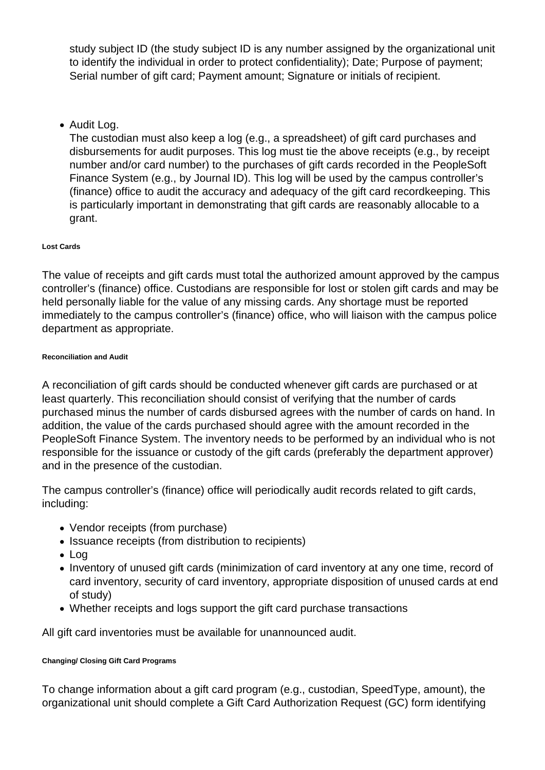study subject ID (the study subject ID is any number assigned by the organizational unit to identify the individual in order to protect confidentiality); Date; Purpose of payment; Serial number of gift card; Payment amount; Signature or initials of recipient.

- Audit Log.
  The custodian must also keep a log (e.g., a spreadsheet) of gift card purchases and disbursements for audit purposes. This log must tie the above receipts (e.g., by receipt number and/or card number) to the purchases of gift cards recorded in the PeopleSoft Finance System (e.g., by Journal ID). This log will be used by the campus controller's (finance) office to audit the accuracy and adequacy of the gift card recordkeeping. This is particularly important in demonstrating that gift cards are reasonably allocable to a grant.

###### Lost Cards

The value of receipts and gift cards must total the authorized amount approved by the campus controller's (finance) office. Custodians are responsible for lost or stolen gift cards and may be held personally liable for the value of any missing cards. Any shortage must be reported immediately to the campus controller's (finance) office, who will liaison with the campus police department as appropriate.

###### Reconciliation and Audit

A reconciliation of gift cards should be conducted whenever gift cards are purchased or at least quarterly. This reconciliation should consist of verifying that the number of cards purchased minus the number of cards disbursed agrees with the number of cards on hand. In addition, the value of the cards purchased should agree with the amount recorded in the PeopleSoft Finance System. The inventory needs to be performed by an individual who is not responsible for the issuance or custody of the gift cards (preferably the department approver) and in the presence of the custodian.

The campus controller's (finance) office will periodically audit records related to gift cards, including:

- Vendor receipts (from purchase)
- Issuance receipts (from distribution to recipients)
- Log
- Inventory of unused gift cards (minimization of card inventory at any one time, record of card inventory, security of card inventory, appropriate disposition of unused cards at end of study)
- Whether receipts and logs support the gift card purchase transactions

All gift card inventories must be available for unannounced audit.

###### Changing/ Closing Gift Card Programs

To change information about a gift card program (e.g., custodian, SpeedType, amount), the organizational unit should complete a Gift Card Authorization Request (GC) form identifying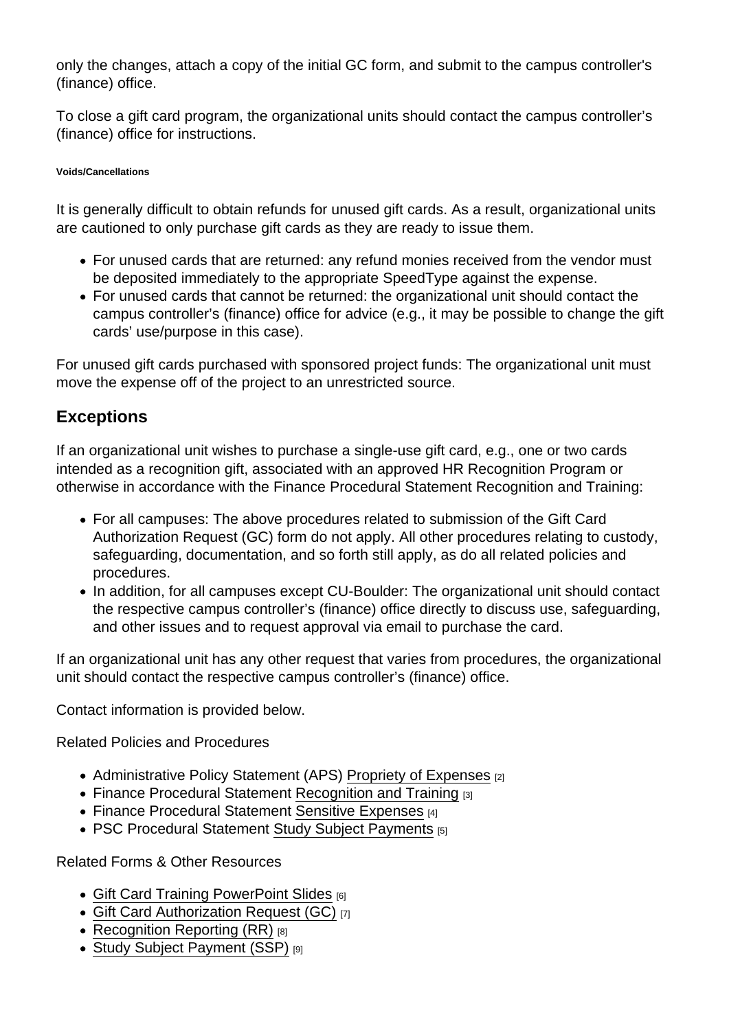only the changes, attach a copy of the initial GC form, and submit to the campus controller's (finance) office.

To close a gift card program, the organizational units should contact the campus controller's (finance) office for instructions.

###### Voids/Cancellations

It is generally difficult to obtain refunds for unused gift cards. As a result, organizational units are cautioned to only purchase gift cards as they are ready to issue them.

- For unused cards that are returned: any refund monies received from the vendor must be deposited immediately to the appropriate SpeedType against the expense.
- For unused cards that cannot be returned: the organizational unit should contact the campus controller's (finance) office for advice (e.g., it may be possible to change the gift cards' use/purpose in this case).

For unused gift cards purchased with sponsored project funds: The organizational unit must move the expense off of the project to an unrestricted source.

## Exceptions

If an organizational unit wishes to purchase a single-use gift card, e.g., one or two cards intended as a recognition gift, associated with an approved HR Recognition Program or otherwise in accordance with the Finance Procedural Statement Recognition and Training:

- For all campuses: The above procedures related to submission of the Gift Card Authorization Request (GC) form do not apply. All other procedures relating to custody, safeguarding, documentation, and so forth still apply, as do all related policies and procedures.
- In addition, for all campuses except CU-Boulder: The organizational unit should contact the respective campus controller's (finance) office directly to discuss use, safeguarding, and other issues and to request approval via email to purchase the card.

If an organizational unit has any other request that varies from procedures, the organizational unit should contact the respective campus controller's (finance) office.

Contact information is provided below.

Related Policies and Procedures

- Administrative Policy Statement (APS) Propriety of Expenses [2]
- Finance Procedural Statement Recognition and Training [3]
- Finance Procedural Statement Sensitive Expenses [4]
- PSC Procedural Statement Study Subject Payments [5]

Related Forms & Other Resources

- Gift Card Training PowerPoint Slides [6]
- Gift Card Authorization Request (GC) [7]
- Recognition Reporting (RR) [8]
- Study Subject Payment (SSP) [9]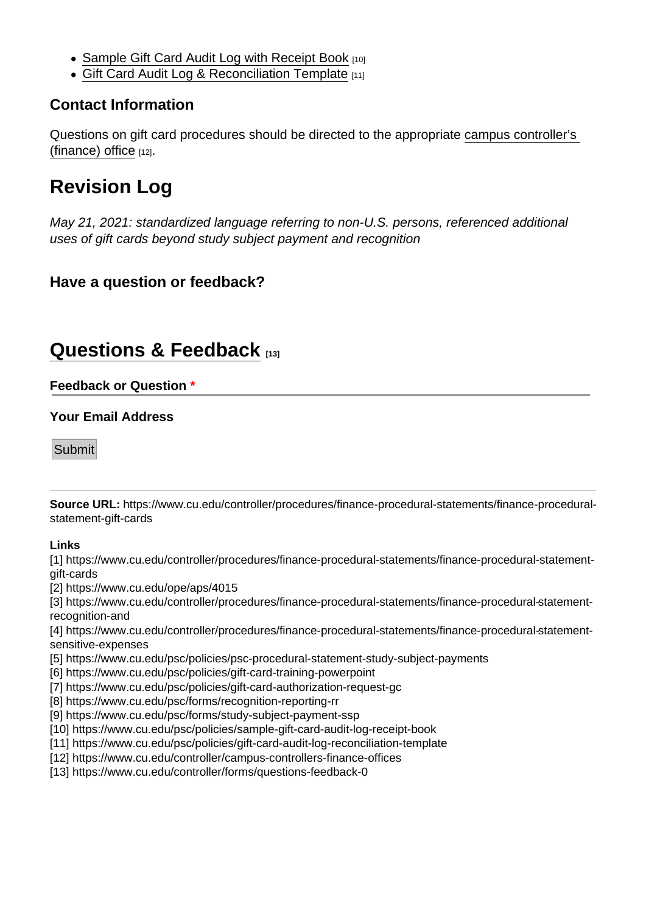- Sample Gift Card Audit Log with Receipt Book [10]
- Gift Card Audit Log & Reconciliation Template [11]

### Contact Information

Questions on gift card procedures should be directed to the appropriate campus controller's (finance) office [12].

## Revision Log

*May 21, 2021: standardized language referring to non-U.S. persons, referenced additional uses of gift cards beyond study subject payment and recognition*

### Have a question or feedback?

## Questions & Feedback [13]

**Feedback or Question** *

**Your Email Address**

Submit

---

**Source URL:** https://www.cu.edu/controller/procedures/finance-procedural-statements/finance-procedural-statement-gift-cards

**Links**

[1] https://www.cu.edu/controller/procedures/finance-procedural-statements/finance-procedural-statement-gift-cards
[2] https://www.cu.edu/ope/aps/4015
[3] https://www.cu.edu/controller/procedures/finance-procedural-statements/finance-procedural-statement-recognition-and
[4] https://www.cu.edu/controller/procedures/finance-procedural-statements/finance-procedural-statement-sensitive-expenses
[5] https://www.cu.edu/psc/policies/psc-procedural-statement-study-subject-payments
[6] https://www.cu.edu/psc/policies/gift-card-training-powerpoint
[7] https://www.cu.edu/psc/policies/gift-card-authorization-request-gc
[8] https://www.cu.edu/psc/forms/recognition-reporting-rr
[9] https://www.cu.edu/psc/forms/study-subject-payment-ssp
[10] https://www.cu.edu/psc/policies/sample-gift-card-audit-log-receipt-book
[11] https://www.cu.edu/psc/policies/gift-card-audit-log-reconciliation-template
[12] https://www.cu.edu/controller/campus-controllers-finance-offices
[13] https://www.cu.edu/controller/forms/questions-feedback-0